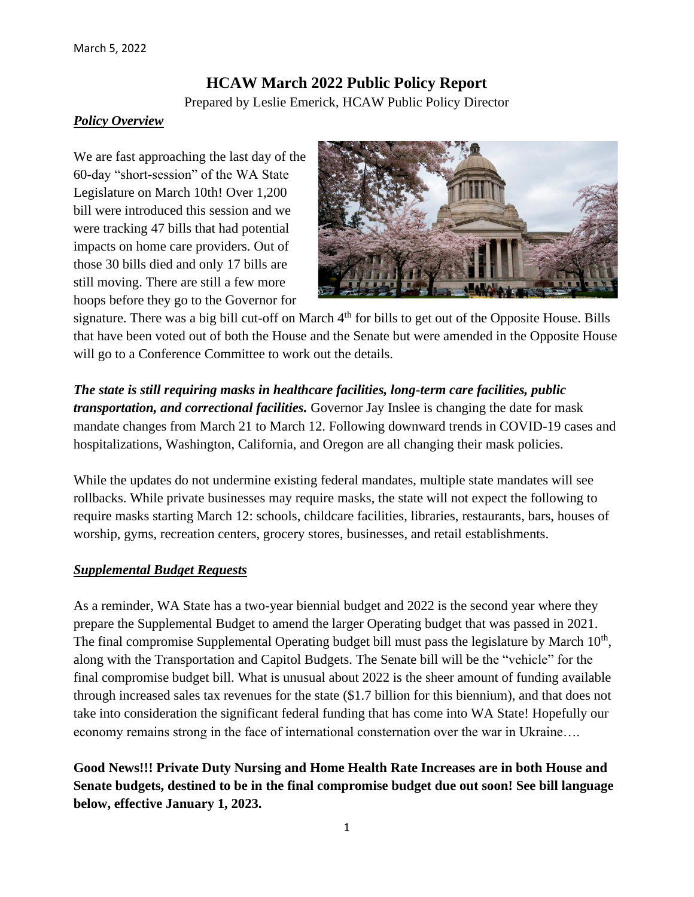March 5, 2022

# HCAW March 2022 Public Policy Report

Prepared by Leslie Emerick, HCAW Public Policy Director

## ***Policy Overview***

We are fast approaching the last day of the 60-day "short-session" of the WA State Legislature on March 10th! Over 1,200 bill were introduced this session and we were tracking 47 bills that had potential impacts on home care providers. Out of those 30 bills died and only 17 bills are still moving. There are still a few more hoops before they go to the Governor for signature. There was a big bill cut-off on March 4th for bills to get out of the Opposite House. Bills that have been voted out of both the House and the Senate but were amended in the Opposite House will go to a Conference Committee to work out the details.

***The state is still requiring masks in healthcare facilities, long-term care facilities, public transportation, and correctional facilities.*** Governor Jay Inslee is changing the date for mask mandate changes from March 21 to March 12. Following downward trends in COVID-19 cases and hospitalizations, Washington, California, and Oregon are all changing their mask policies.

While the updates do not undermine existing federal mandates, multiple state mandates will see rollbacks. While private businesses may require masks, the state will not expect the following to require masks starting March 12: schools, childcare facilities, libraries, restaurants, bars, houses of worship, gyms, recreation centers, grocery stores, businesses, and retail establishments.

## ***Supplemental Budget Requests***

As a reminder, WA State has a two-year biennial budget and 2022 is the second year where they prepare the Supplemental Budget to amend the larger Operating budget that was passed in 2021. The final compromise Supplemental Operating budget bill must pass the legislature by March 10th, along with the Transportation and Capitol Budgets. The Senate bill will be the "vehicle" for the final compromise budget bill. What is unusual about 2022 is the sheer amount of funding available through increased sales tax revenues for the state ($1.7 billion for this biennium), and that does not take into consideration the significant federal funding that has come into WA State! Hopefully our economy remains strong in the face of international consternation over the war in Ukraine….

**Good News!!! Private Duty Nursing and Home Health Rate Increases are in both House and Senate budgets, destined to be in the final compromise budget due out soon! See bill language below, effective January 1, 2023.**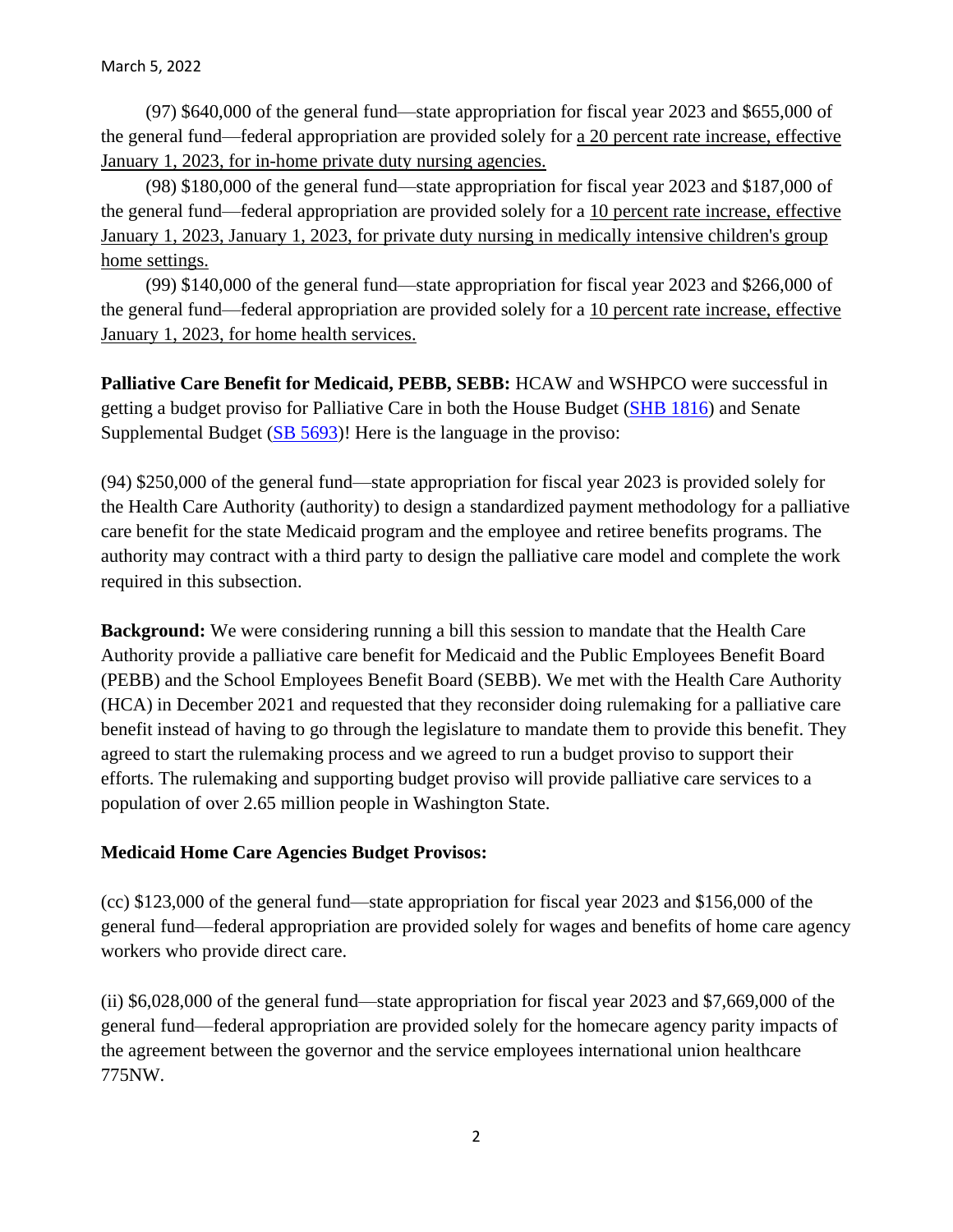(97) $640,000 of the general fund—state appropriation for fiscal year 2023 and $655,000 of the general fund—federal appropriation are provided solely for <u>a 20 percent rate increase, effective January 1, 2023, for in-home private duty nursing agencies.</u>

(98) $180,000 of the general fund—state appropriation for fiscal year 2023 and $187,000 of the general fund—federal appropriation are provided solely for a <u>10 percent rate increase, effective January 1, 2023, January 1, 2023, for private duty nursing in medically intensive children's group home settings.</u>

(99) $140,000 of the general fund—state appropriation for fiscal year 2023 and $266,000 of the general fund—federal appropriation are provided solely for a <u>10 percent rate increase, effective January 1, 2023, for home health services.</u>

**Palliative Care Benefit for Medicaid, PEBB, SEBB:** HCAW and WSHPCO were successful in getting a budget proviso for Palliative Care in both the House Budget (SHB 1816) and Senate Supplemental Budget (SB 5693)! Here is the language in the proviso:

(94) $250,000 of the general fund—state appropriation for fiscal year 2023 is provided solely for the Health Care Authority (authority) to design a standardized payment methodology for a palliative care benefit for the state Medicaid program and the employee and retiree benefits programs. The authority may contract with a third party to design the palliative care model and complete the work required in this subsection.

**Background:** We were considering running a bill this session to mandate that the Health Care Authority provide a palliative care benefit for Medicaid and the Public Employees Benefit Board (PEBB) and the School Employees Benefit Board (SEBB). We met with the Health Care Authority (HCA) in December 2021 and requested that they reconsider doing rulemaking for a palliative care benefit instead of having to go through the legislature to mandate them to provide this benefit. They agreed to start the rulemaking process and we agreed to run a budget proviso to support their efforts. The rulemaking and supporting budget proviso will provide palliative care services to a population of over 2.65 million people in Washington State.

**Medicaid Home Care Agencies Budget Provisos:**

(cc) $123,000 of the general fund—state appropriation for fiscal year 2023 and $156,000 of the general fund—federal appropriation are provided solely for wages and benefits of home care agency workers who provide direct care.

(ii) $6,028,000 of the general fund—state appropriation for fiscal year 2023 and $7,669,000 of the general fund—federal appropriation are provided solely for the homecare agency parity impacts of the agreement between the governor and the service employees international union healthcare 775NW.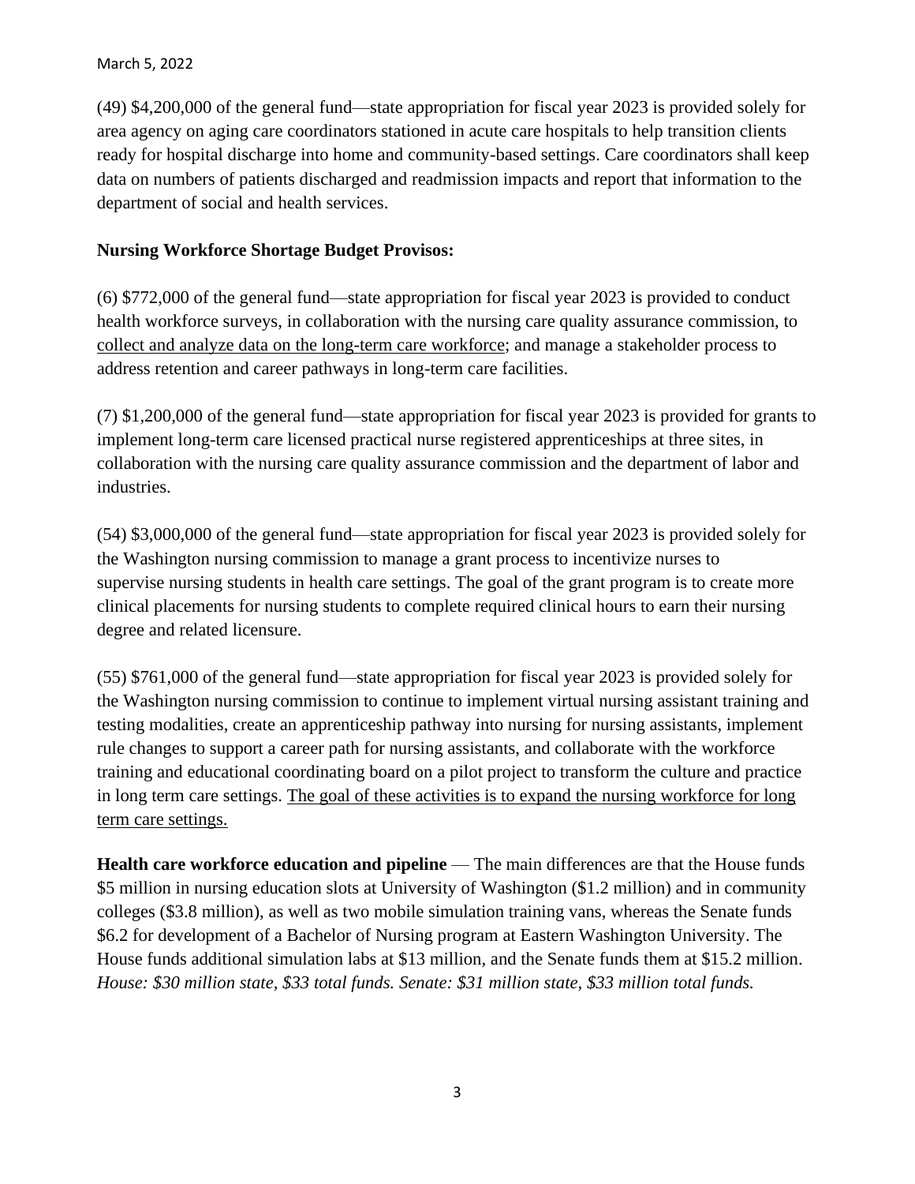March 5, 2022

(49) $4,200,000 of the general fund—state appropriation for fiscal year 2023 is provided solely for area agency on aging care coordinators stationed in acute care hospitals to help transition clients ready for hospital discharge into home and community-based settings. Care coordinators shall keep data on numbers of patients discharged and readmission impacts and report that information to the department of social and health services.

**Nursing Workforce Shortage Budget Provisos:**

(6) $772,000 of the general fund—state appropriation for fiscal year 2023 is provided to conduct health workforce surveys, in collaboration with the nursing care quality assurance commission, to <u>collect and analyze data on the long-term care workforce</u>; and manage a stakeholder process to address retention and career pathways in long-term care facilities.

(7) $1,200,000 of the general fund—state appropriation for fiscal year 2023 is provided for grants to implement long-term care licensed practical nurse registered apprenticeships at three sites, in collaboration with the nursing care quality assurance commission and the department of labor and industries.

(54) $3,000,000 of the general fund—state appropriation for fiscal year 2023 is provided solely for the Washington nursing commission to manage a grant process to incentivize nurses to supervise nursing students in health care settings. The goal of the grant program is to create more clinical placements for nursing students to complete required clinical hours to earn their nursing degree and related licensure.

(55) $761,000 of the general fund—state appropriation for fiscal year 2023 is provided solely for the Washington nursing commission to continue to implement virtual nursing assistant training and testing modalities, create an apprenticeship pathway into nursing for nursing assistants, implement rule changes to support a career path for nursing assistants, and collaborate with the workforce training and educational coordinating board on a pilot project to transform the culture and practice in long term care settings. <u>The goal of these activities is to expand the nursing workforce for long term care settings.</u>

**Health care workforce education and pipeline** — The main differences are that the House funds $5 million in nursing education slots at University of Washington ($1.2 million) and in community colleges ($3.8 million), as well as two mobile simulation training vans, whereas the Senate funds $6.2 for development of a Bachelor of Nursing program at Eastern Washington University. The House funds additional simulation labs at $13 million, and the Senate funds them at $15.2 million. *House: $30 million state, $33 total funds. Senate: $31 million state, $33 million total funds.*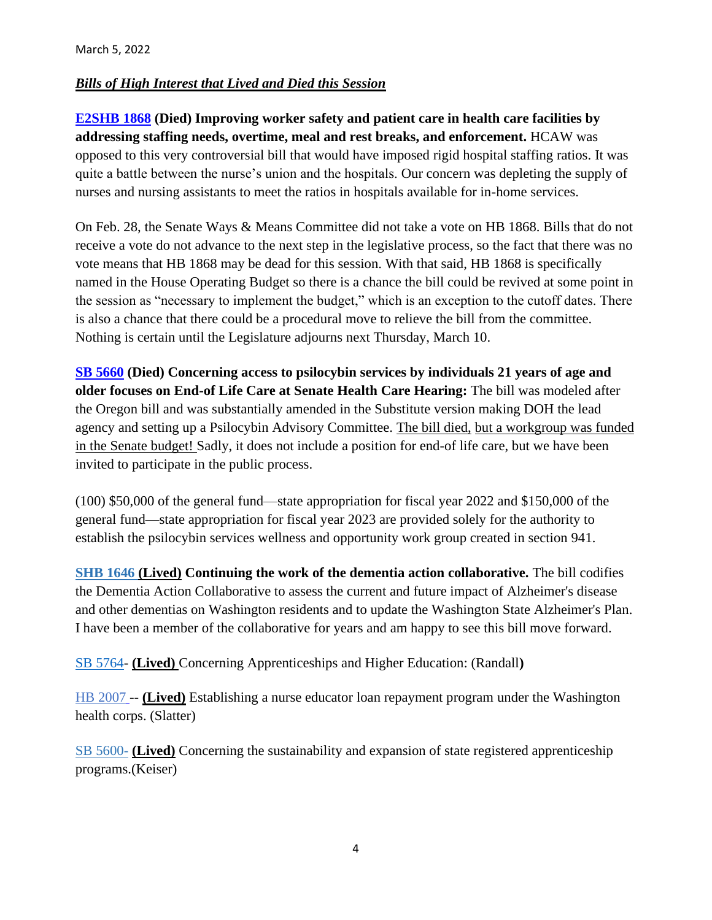March 5, 2022

***Bills of High Interest that Lived and Died this Session***

**E2SHB 1868 (Died) Improving worker safety and patient care in health care facilities by addressing staffing needs, overtime, meal and rest breaks, and enforcement.** HCAW was opposed to this very controversial bill that would have imposed rigid hospital staffing ratios. It was quite a battle between the nurse's union and the hospitals. Our concern was depleting the supply of nurses and nursing assistants to meet the ratios in hospitals available for in-home services.

On Feb. 28, the Senate Ways & Means Committee did not take a vote on HB 1868. Bills that do not receive a vote do not advance to the next step in the legislative process, so the fact that there was no vote means that HB 1868 may be dead for this session. With that said, HB 1868 is specifically named in the House Operating Budget so there is a chance the bill could be revived at some point in the session as "necessary to implement the budget," which is an exception to the cutoff dates. There is also a chance that there could be a procedural move to relieve the bill from the committee. Nothing is certain until the Legislature adjourns next Thursday, March 10.

**SB 5660 (Died) Concerning access to psilocybin services by individuals 21 years of age and older focuses on End-of Life Care at Senate Health Care Hearing:** The bill was modeled after the Oregon bill and was substantially amended in the Substitute version making DOH the lead agency and setting up a Psilocybin Advisory Committee. The bill died, but a workgroup was funded in the Senate budget! Sadly, it does not include a position for end-of life care, but we have been invited to participate in the public process.

(100) $50,000 of the general fund—state appropriation for fiscal year 2022 and $150,000 of the general fund—state appropriation for fiscal year 2023 are provided solely for the authority to establish the psilocybin services wellness and opportunity work group created in section 941.

**SHB 1646 (Lived) Continuing the work of the dementia action collaborative.** The bill codifies the Dementia Action Collaborative to assess the current and future impact of Alzheimer's disease and other dementias on Washington residents and to update the Washington State Alzheimer's Plan. I have been a member of the collaborative for years and am happy to see this bill move forward.

SB 5764- **(Lived)** Concerning Apprenticeships and Higher Education: (Randall**)**

HB 2007 -- **(Lived)** Establishing a nurse educator loan repayment program under the Washington health corps. (Slatter)

SB 5600- **(Lived)** Concerning the sustainability and expansion of state registered apprenticeship programs.(Keiser)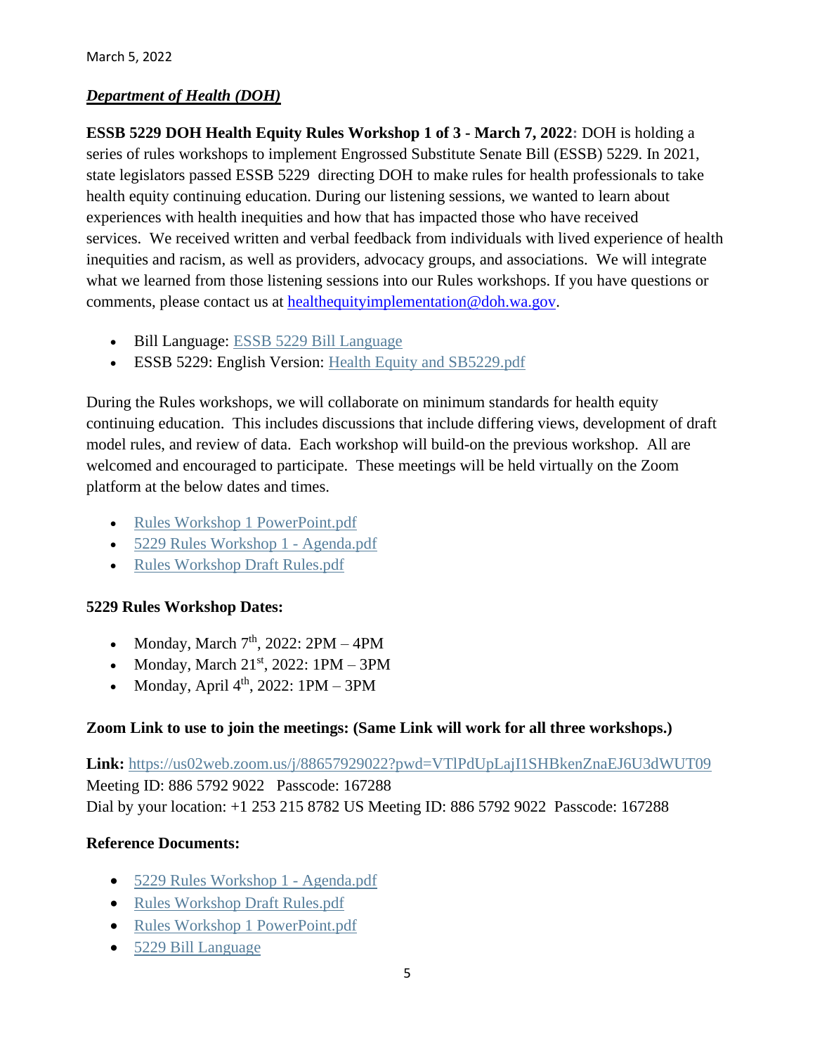March 5, 2022

***Department of Health (DOH)***

**ESSB 5229 DOH Health Equity Rules Workshop 1 of 3 - March 7, 2022:** DOH is holding a series of rules workshops to implement Engrossed Substitute Senate Bill (ESSB) 5229. In 2021, state legislators passed ESSB 5229 directing DOH to make rules for health professionals to take health equity continuing education. During our listening sessions, we wanted to learn about experiences with health inequities and how that has impacted those who have received services. We received written and verbal feedback from individuals with lived experience of health inequities and racism, as well as providers, advocacy groups, and associations. We will integrate what we learned from those listening sessions into our Rules workshops. If you have questions or comments, please contact us at healthequityimplementation@doh.wa.gov.

- Bill Language: ESSB 5229 Bill Language
- ESSB 5229: English Version: Health Equity and SB5229.pdf

During the Rules workshops, we will collaborate on minimum standards for health equity continuing education. This includes discussions that include differing views, development of draft model rules, and review of data. Each workshop will build-on the previous workshop. All are welcomed and encouraged to participate. These meetings will be held virtually on the Zoom platform at the below dates and times.

- Rules Workshop 1 PowerPoint.pdf
- 5229 Rules Workshop 1 - Agenda.pdf
- Rules Workshop Draft Rules.pdf

**5229 Rules Workshop Dates:**

- Monday, March 7th, 2022: 2PM – 4PM
- Monday, March 21st, 2022: 1PM – 3PM
- Monday, April 4th, 2022: 1PM – 3PM

**Zoom Link to use to join the meetings: (Same Link will work for all three workshops.)**

**Link:** https://us02web.zoom.us/j/88657929022?pwd=VTlPdUpLajI1SHBkenZnaEJ6U3dWUT09
Meeting ID: 886 5792 9022 Passcode: 167288
Dial by your location: +1 253 215 8782 US Meeting ID: 886 5792 9022 Passcode: 167288

**Reference Documents:**

- 5229 Rules Workshop 1 - Agenda.pdf
- Rules Workshop Draft Rules.pdf
- Rules Workshop 1 PowerPoint.pdf
- 5229 Bill Language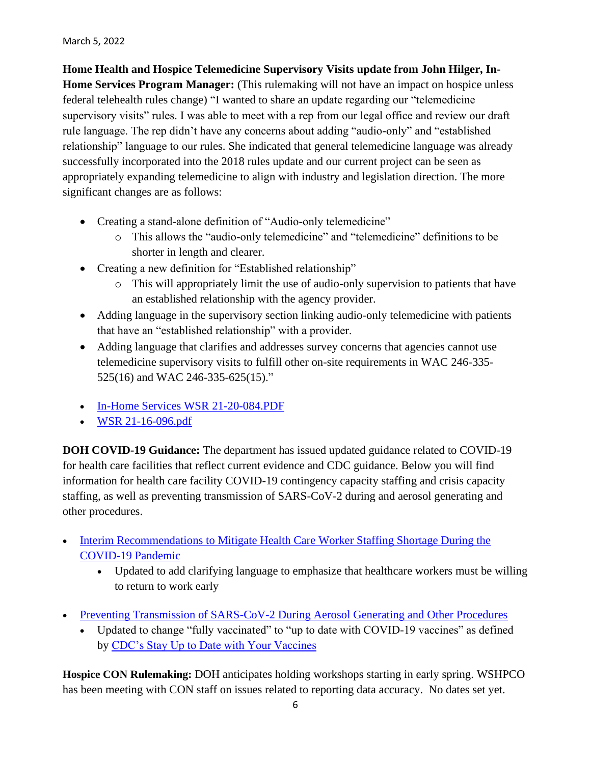March 5, 2022

**Home Health and Hospice Telemedicine Supervisory Visits update from John Hilger, In-Home Services Program Manager:** (This rulemaking will not have an impact on hospice unless federal telehealth rules change) "I wanted to share an update regarding our "telemedicine supervisory visits" rules. I was able to meet with a rep from our legal office and review our draft rule language. The rep didn't have any concerns about adding "audio-only" and "established relationship" language to our rules. She indicated that general telemedicine language was already successfully incorporated into the 2018 rules update and our current project can be seen as appropriately expanding telemedicine to align with industry and legislation direction. The more significant changes are as follows:

- Creating a stand-alone definition of "Audio-only telemedicine"
  - This allows the "audio-only telemedicine" and "telemedicine" definitions to be shorter in length and clearer.
- Creating a new definition for "Established relationship"
  - This will appropriately limit the use of audio-only supervision to patients that have an established relationship with the agency provider.
- Adding language in the supervisory section linking audio-only telemedicine with patients that have an "established relationship" with a provider.
- Adding language that clarifies and addresses survey concerns that agencies cannot use telemedicine supervisory visits to fulfill other on-site requirements in WAC 246-335-525(16) and WAC 246-335-625(15)."

- In-Home Services WSR 21-20-084.PDF
- WSR 21-16-096.pdf

**DOH COVID-19 Guidance:** The department has issued updated guidance related to COVID-19 for health care facilities that reflect current evidence and CDC guidance. Below you will find information for health care facility COVID-19 contingency capacity staffing and crisis capacity staffing, as well as preventing transmission of SARS-CoV-2 during and aerosol generating and other procedures.

- Interim Recommendations to Mitigate Health Care Worker Staffing Shortage During the COVID-19 Pandemic
  - Updated to add clarifying language to emphasize that healthcare workers must be willing to return to work early
- Preventing Transmission of SARS-CoV-2 During Aerosol Generating and Other Procedures
  - Updated to change "fully vaccinated" to "up to date with COVID-19 vaccines" as defined by CDC's Stay Up to Date with Your Vaccines

**Hospice CON Rulemaking:** DOH anticipates holding workshops starting in early spring. WSHPCO has been meeting with CON staff on issues related to reporting data accuracy. No dates set yet.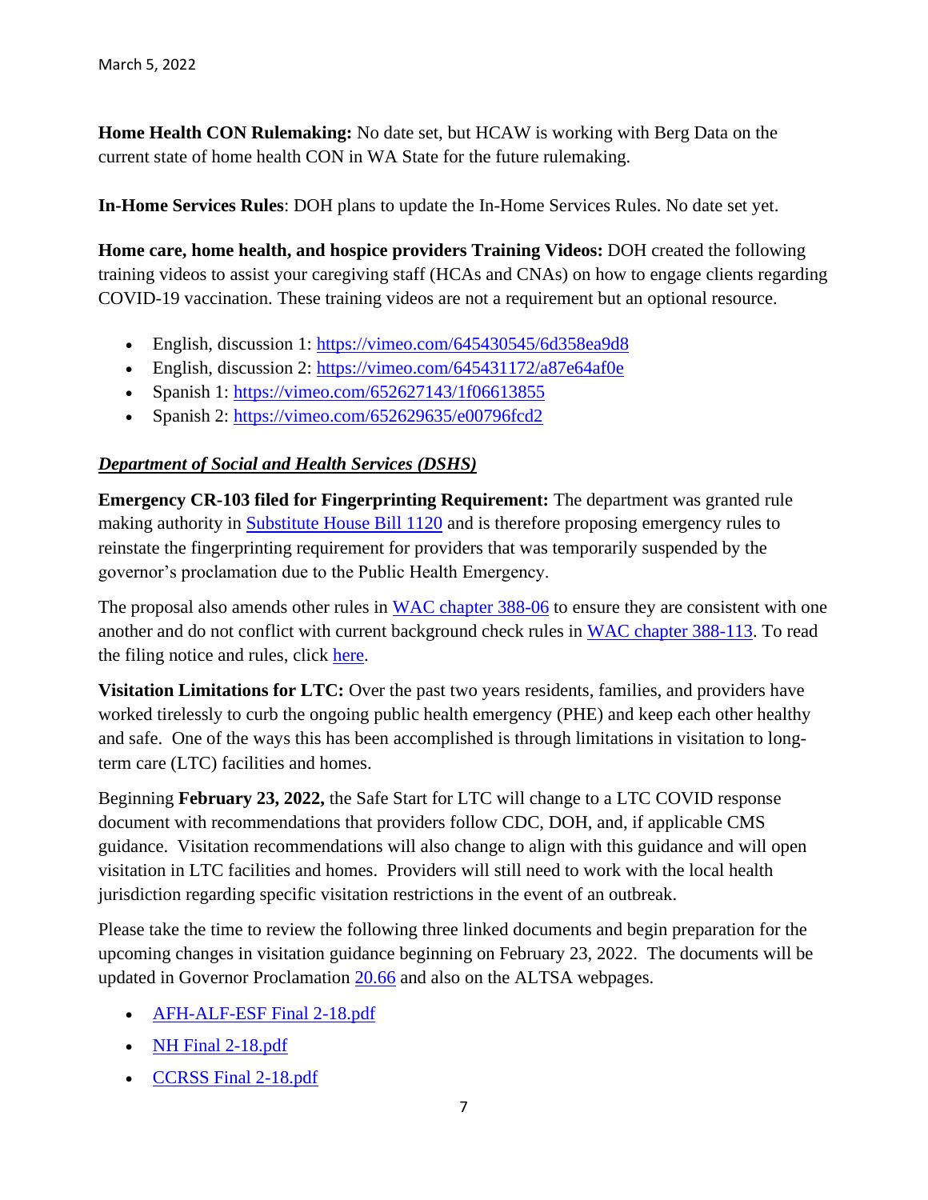March 5, 2022

**Home Health CON Rulemaking:** No date set, but HCAW is working with Berg Data on the current state of home health CON in WA State for the future rulemaking.

**In-Home Services Rules**: DOH plans to update the In-Home Services Rules. No date set yet.

**Home care, home health, and hospice providers Training Videos:** DOH created the following training videos to assist your caregiving staff (HCAs and CNAs) on how to engage clients regarding COVID-19 vaccination. These training videos are not a requirement but an optional resource.

- English, discussion 1: https://vimeo.com/645430545/6d358ea9d8
- English, discussion 2: https://vimeo.com/645431172/a87e64af0e
- Spanish 1: https://vimeo.com/652627143/1f06613855
- Spanish 2: https://vimeo.com/652629635/e00796fcd2

***Department of Social and Health Services (DSHS)***

**Emergency CR-103 filed for Fingerprinting Requirement:** The department was granted rule making authority in Substitute House Bill 1120 and is therefore proposing emergency rules to reinstate the fingerprinting requirement for providers that was temporarily suspended by the governor's proclamation due to the Public Health Emergency.

The proposal also amends other rules in WAC chapter 388-06 to ensure they are consistent with one another and do not conflict with current background check rules in WAC chapter 388-113. To read the filing notice and rules, click here.

**Visitation Limitations for LTC:** Over the past two years residents, families, and providers have worked tirelessly to curb the ongoing public health emergency (PHE) and keep each other healthy and safe. One of the ways this has been accomplished is through limitations in visitation to long-term care (LTC) facilities and homes.

Beginning **February 23, 2022,** the Safe Start for LTC will change to a LTC COVID response document with recommendations that providers follow CDC, DOH, and, if applicable CMS guidance. Visitation recommendations will also change to align with this guidance and will open visitation in LTC facilities and homes. Providers will still need to work with the local health jurisdiction regarding specific visitation restrictions in the event of an outbreak.

Please take the time to review the following three linked documents and begin preparation for the upcoming changes in visitation guidance beginning on February 23, 2022. The documents will be updated in Governor Proclamation 20.66 and also on the ALTSA webpages.

- AFH-ALF-ESF Final 2-18.pdf
- NH Final 2-18.pdf
- CCRSS Final 2-18.pdf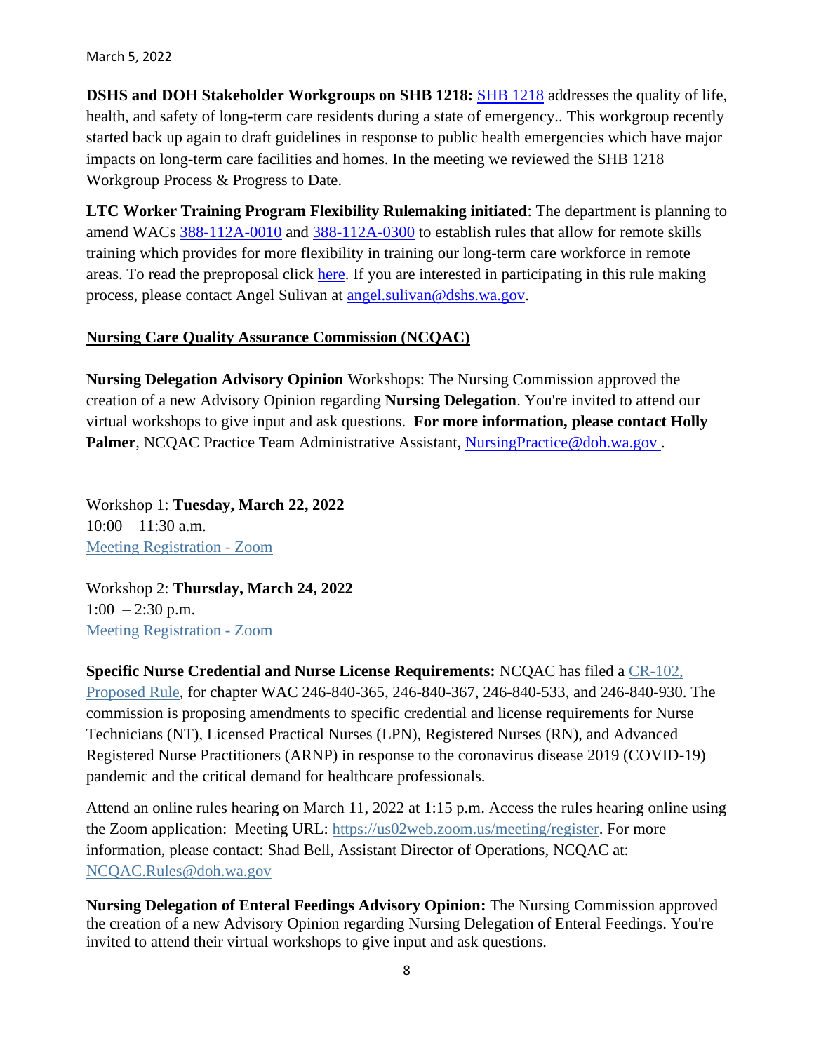March 5, 2022

**DSHS and DOH Stakeholder Workgroups on SHB 1218:** SHB 1218 addresses the quality of life, health, and safety of long-term care residents during a state of emergency.. This workgroup recently started back up again to draft guidelines in response to public health emergencies which have major impacts on long-term care facilities and homes. In the meeting we reviewed the SHB 1218 Workgroup Process & Progress to Date.

**LTC Worker Training Program Flexibility Rulemaking initiated**: The department is planning to amend WACs 388-112A-0010 and 388-112A-0300 to establish rules that allow for remote skills training which provides for more flexibility in training our long-term care workforce in remote areas. To read the preproposal click here. If you are interested in participating in this rule making process, please contact Angel Sulivan at angel.sulivan@dshs.wa.gov.

## Nursing Care Quality Assurance Commission (NCQAC)

**Nursing Delegation Advisory Opinion** Workshops: The Nursing Commission approved the creation of a new Advisory Opinion regarding **Nursing Delegation**. You're invited to attend our virtual workshops to give input and ask questions. **For more information, please contact Holly Palmer**, NCQAC Practice Team Administrative Assistant, NursingPractice@doh.wa.gov .

Workshop 1: **Tuesday, March 22, 2022**
10:00 – 11:30 a.m.
Meeting Registration - Zoom

Workshop 2: **Thursday, March 24, 2022**
1:00 – 2:30 p.m.
Meeting Registration - Zoom

**Specific Nurse Credential and Nurse License Requirements:** NCQAC has filed a CR-102, Proposed Rule, for chapter WAC 246-840-365, 246-840-367, 246-840-533, and 246-840-930. The commission is proposing amendments to specific credential and license requirements for Nurse Technicians (NT), Licensed Practical Nurses (LPN), Registered Nurses (RN), and Advanced Registered Nurse Practitioners (ARNP) in response to the coronavirus disease 2019 (COVID-19) pandemic and the critical demand for healthcare professionals.

Attend an online rules hearing on March 11, 2022 at 1:15 p.m. Access the rules hearing online using the Zoom application: Meeting URL: https://us02web.zoom.us/meeting/register. For more information, please contact: Shad Bell, Assistant Director of Operations, NCQAC at: NCQAC.Rules@doh.wa.gov

**Nursing Delegation of Enteral Feedings Advisory Opinion:** The Nursing Commission approved the creation of a new Advisory Opinion regarding Nursing Delegation of Enteral Feedings. You're invited to attend their virtual workshops to give input and ask questions.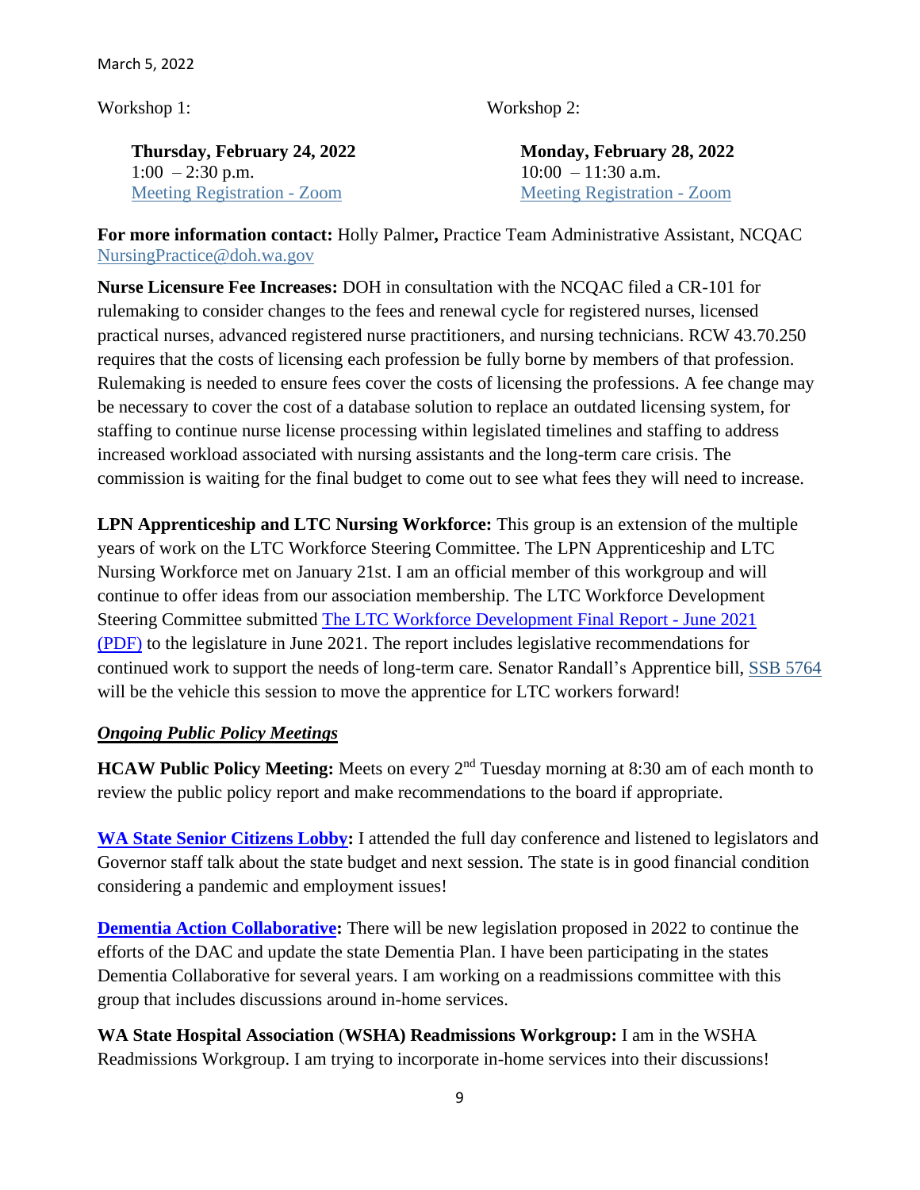Workshop 1:

**Thursday, February 24, 2022**
1:00 – 2:30 p.m.
[Meeting Registration - Zoom]

Workshop 2:

**Monday, February 28, 2022**
10:00 – 11:30 a.m.
[Meeting Registration - Zoom]

**For more information contact:** Holly Palmer**,** Practice Team Administrative Assistant, NCQAC NursingPractice@doh.wa.gov

**Nurse Licensure Fee Increases:** DOH in consultation with the NCQAC filed a CR-101 for rulemaking to consider changes to the fees and renewal cycle for registered nurses, licensed practical nurses, advanced registered nurse practitioners, and nursing technicians. RCW 43.70.250 requires that the costs of licensing each profession be fully borne by members of that profession. Rulemaking is needed to ensure fees cover the costs of licensing the professions. A fee change may be necessary to cover the cost of a database solution to replace an outdated licensing system, for staffing to continue nurse license processing within legislated timelines and staffing to address increased workload associated with nursing assistants and the long-term care crisis. The commission is waiting for the final budget to come out to see what fees they will need to increase.

**LPN Apprenticeship and LTC Nursing Workforce:** This group is an extension of the multiple years of work on the LTC Workforce Steering Committee. The LPN Apprenticeship and LTC Nursing Workforce met on January 21st. I am an official member of this workgroup and will continue to offer ideas from our association membership. The LTC Workforce Development Steering Committee submitted The LTC Workforce Development Final Report - June 2021 (PDF) to the legislature in June 2021. The report includes legislative recommendations for continued work to support the needs of long-term care. Senator Randall's Apprentice bill, SSB 5764 will be the vehicle this session to move the apprentice for LTC workers forward!

***Ongoing Public Policy Meetings***

**HCAW Public Policy Meeting:** Meets on every 2nd Tuesday morning at 8:30 am of each month to review the public policy report and make recommendations to the board if appropriate.

**WA State Senior Citizens Lobby:** I attended the full day conference and listened to legislators and Governor staff talk about the state budget and next session. The state is in good financial condition considering a pandemic and employment issues!

**Dementia Action Collaborative:** There will be new legislation proposed in 2022 to continue the efforts of the DAC and update the state Dementia Plan. I have been participating in the states Dementia Collaborative for several years. I am working on a readmissions committee with this group that includes discussions around in-home services.

**WA State Hospital Association** (**WSHA) Readmissions Workgroup:** I am in the WSHA Readmissions Workgroup. I am trying to incorporate in-home services into their discussions!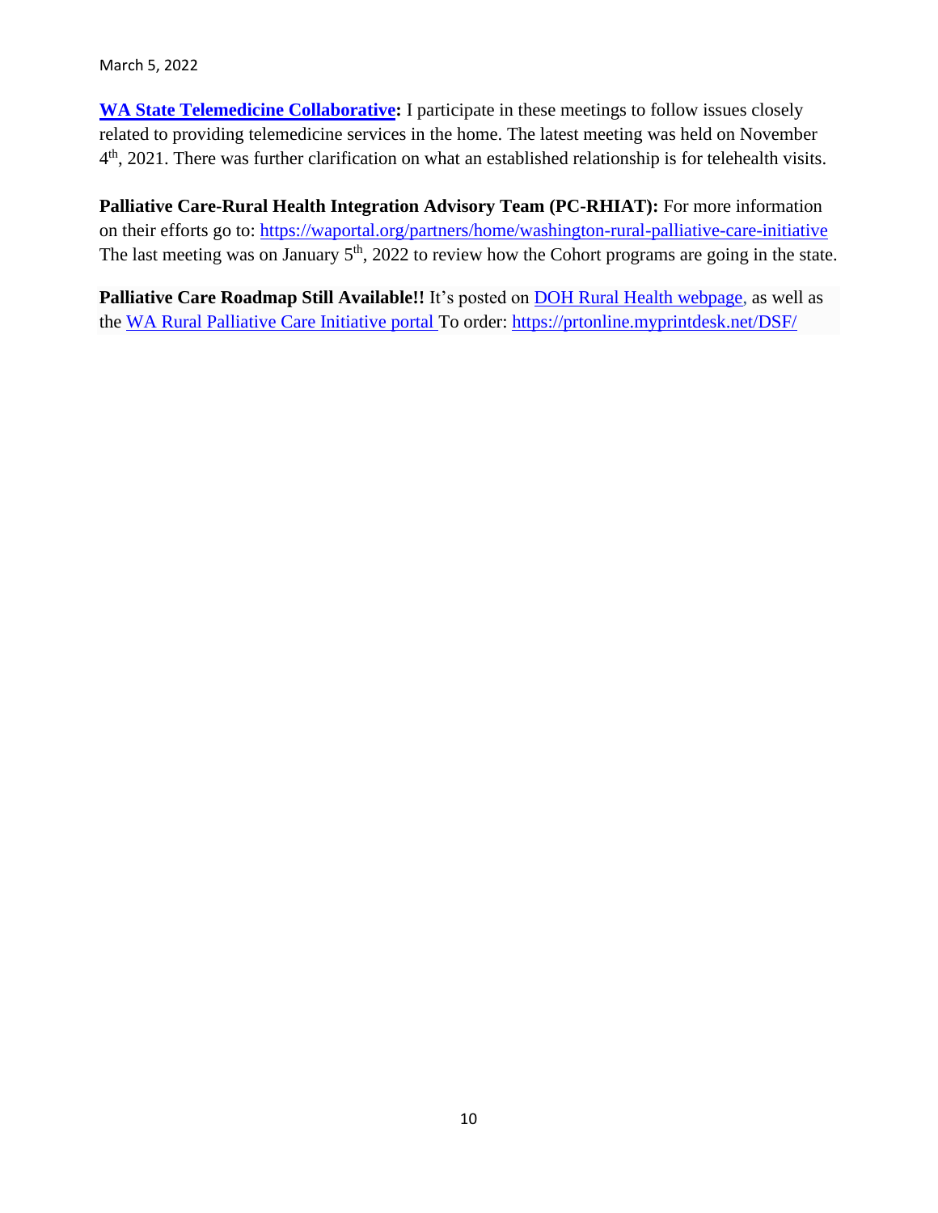**WA State Telemedicine Collaborative:** I participate in these meetings to follow issues closely related to providing telemedicine services in the home. The latest meeting was held on November 4th, 2021. There was further clarification on what an established relationship is for telehealth visits.

**Palliative Care-Rural Health Integration Advisory Team (PC-RHIAT):** For more information on their efforts go to: https://waportal.org/partners/home/washington-rural-palliative-care-initiative The last meeting was on January 5th, 2022 to review how the Cohort programs are going in the state.

**Palliative Care Roadmap Still Available!!** It's posted on DOH Rural Health webpage, as well as the WA Rural Palliative Care Initiative portal To order: https://prtonline.myprintdesk.net/DSF/